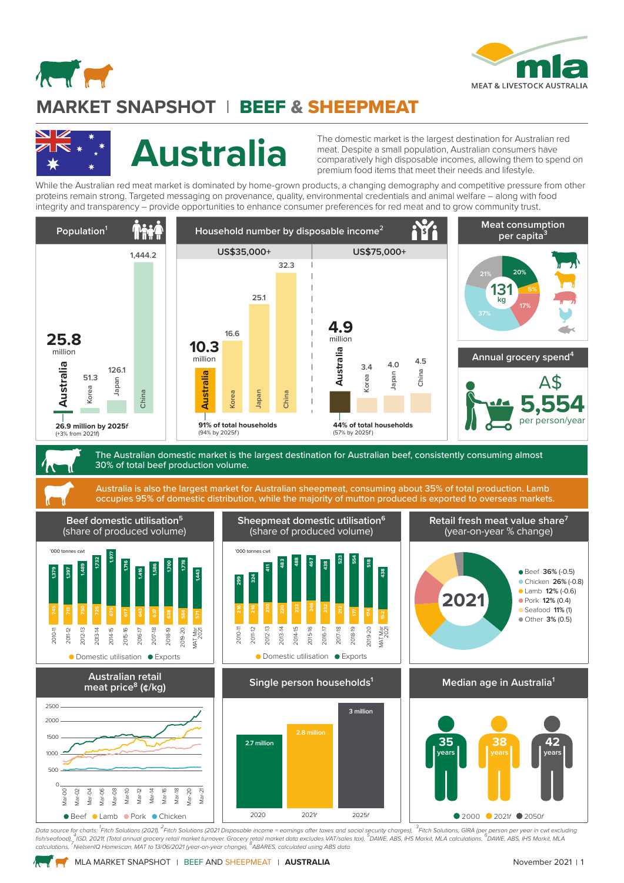# MARKET SNAPSHOT | BEEF & SHEEPMEAT

# Australia

The domestic market is the largest destination for Australian red meat. Despite a small population, Australian consumers have comparatively high disposable incomes, allowing them to spend on premium food items that meet their needs and lifestyle.

While the Australian red meat market is dominated by home-grown products, a changing demography and competitive pressure from other proteins remain strong. Targeted messaging on provenance, quality, environmental credentials and animal welfare – along with food integrity and transparency – provide opportunities to enhance consumer preferences for red meat and to grow community trust.

## Population[1]

| Country | Population (million) |
|---|---|
| Australia | 25.8 |
| Korea | 51.3 |
| Japan | 126.1 |
| China | 1,444.2 |

26.9 million by 2025f (+3% from 2021f)

## Household number by disposable income[2]

| Country | US$35,000+ (million) | US$75,000+ (million) |
|---|---|---|
| Australia | 10.3 | 4.9 |
| Korea | 16.6 | 3.4 |
| Japan | 25.1 | 4.0 |
| China | 32.3 | 4.5 |

US$35,000+: 91% of total households (94% by 2025f)

US$75,000+: 44% of total households (57% by 2025f)

## Meat consumption per capita[3]

131 kg

| Meat | Share |
|---|---|
| Beef | 20% |
| Lamb | 5% |
| Pork | 17% |
| Chicken | 37% |
| Other | 21% |

## Annual grocery spend[4]

A$ 5,554 per person/year

The Australian domestic market is the largest destination for Australian beef, consistently consuming almost 30% of total beef production volume.

Australia is also the largest market for Australian sheepmeat, consuming about 35% of total production. Lamb occupies 95% of domestic distribution, while the majority of mutton produced is exported to overseas markets.

## Beef domestic utilisation[5] (share of produced volume)

'000 tonnes cwt

| Year | Domestic utilisation | Exports |
|---|---|---|
| 2010-11 | 745 | 1,379 |
| 2011-12 | 713 | 1,397 |
| 2012-13 | 750 | 1,489 |
| 2013-14 | 725 | 1,732 |
| 2014-15 | 675 | 1,977 |
| 2015-16 | 617 | 1,716 |
| 2016-17 | 643 | 1,416 |
| 2017-18 | 637 | 1,586 |
| 2018-19 | 638 | 1,700 |
| 2019-20 | 584 | 1,778 |
| MAT Mar 2021 | 571 | 1,443 |

## Sheepmeat domestic utilisation[6] (share of produced volume)

'000 tonnes cwt

| Year | Domestic utilisation | Exports |
|---|---|---|
| 2010-11 | 216 | 299 |
| 2011-12 | 216 | 324 |
| 2012-13 | 230 | 411 |
| 2013-14 | 220 | 483 |
| 2014-15 | 233 | 488 |
| 2015-16 | 246 | 467 |
| 2016-17 | 232 | 438 |
| 2017-18 | 212 | 523 |
| 2018-19 | 177 | 554 |
| 2019-20 | 174 | 518 |
| MAT Mar 2021 | 152 | 438 |

## Retail fresh meat value share[7] (year-on-year % change)

2021

| Meat | Share (change) |
|---|---|
| Beef | 36% (-0.5) |
| Chicken | 26% (-0.8) |
| Lamb | 12% (-0.6) |
| Pork | 12% (0.4) |
| Seafood | 11% (1) |
| Other | 3% (0.5) |

## Australian retail meat price[8] (¢/kg)

Line chart, Mar-00 to Mar-21 (0–2500 ¢/kg): Beef, Lamb, Pork, Chicken

## Single person households[1]

| Year | Households |
|---|---|
| 2020 | 2.7 million |
| 2021f | 2.8 million |
| 2025f | 3 million |

## Median age in Australia[1]

| Year | Median age |
|---|---|
| 2000 | 35 years |
| 2021f | 38 years |
| 2050f | 42 years |

*Data source for charts: [1]Fitch Solutions (2021), [2]Fitch Solutions (2021 Disposable income = earnings after taxes and social security charges), [3]Fitch Solutions, GIRA (per person per year in cwt excluding fish/seafood), [4]IGD, 2021f, (Total annual grocery retail market turnover. Grocery retail market data excludes VAT/sales tax), [5]DAWE, ABS, IHS Markit, MLA calculations, [6]DAWE, ABS, IHS Markit, MLA calculations, [7]NielsenIQ Homescan, MAT to 13/06/2021 (year-on-year change), [8]ABARES, calculated using ABS data*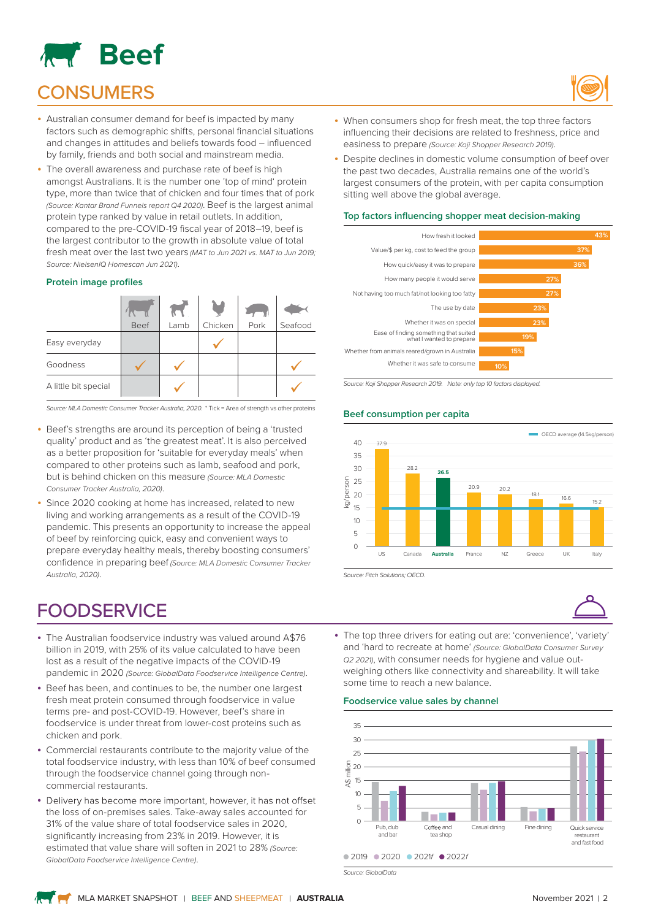# Beef

## CONSUMERS

- Australian consumer demand for beef is impacted by many factors such as demographic shifts, personal financial situations and changes in attitudes and beliefs towards food – influenced by family, friends and both social and mainstream media.
- The overall awareness and purchase rate of beef is high amongst Australians. It is the number one 'top of mind' protein type, more than twice that of chicken and four times that of pork *(Source: Kantar Brand Funnels report Q4 2020)*. Beef is the largest animal protein type ranked by value in retail outlets. In addition, compared to the pre-COVID-19 fiscal year of 2018–19, beef is the largest contributor to the growth in absolute value of total fresh meat over the last two years *(MAT to Jun 2021 vs. MAT to Jun 2019; Source: NielsenIQ Homescan Jun 2021)*.

### Protein image profiles

| | Beef | Lamb | Chicken | Pork | Seafood |
|---|---|---|---|---|---|
| Easy everyday | | | ✓ | | |
| Goodness | ✓ | ✓ | | | ✓ |
| A little bit special | | ✓ | | | ✓ |

*Source: MLA Domestic Consumer Tracker Australia, 2020. \* Tick = Area of strength vs other proteins*

- Beef's strengths are around its perception of being a 'trusted quality' product and as 'the greatest meat'. It is also perceived as a better proposition for 'suitable for everyday meals' when compared to other proteins such as lamb, seafood and pork, but is behind chicken on this measure *(Source: MLA Domestic Consumer Tracker Australia, 2020)*.
- Since 2020 cooking at home has increased, related to new living and working arrangements as a result of the COVID-19 pandemic. This presents an opportunity to increase the appeal of beef by reinforcing quick, easy and convenient ways to prepare everyday healthy meals, thereby boosting consumers' confidence in preparing beef *(Source: MLA Domestic Consumer Tracker Australia, 2020)*.
- When consumers shop for fresh meat, the top three factors influencing their decisions are related to freshness, price and easiness to prepare *(Source: Koji Shopper Research 2019)*.
- Despite declines in domestic volume consumption of beef over the past two decades, Australia remains one of the world's largest consumers of the protein, with per capita consumption sitting well above the global average.

### Top factors influencing shopper meat decision-making

| Factor | % |
|---|---|
| How fresh it looked | 43% |
| Value/$ per kg, cost to feed the group | 37% |
| How quick/easy it was to prepare | 36% |
| How many people it would serve | 27% |
| Not having too much fat/not looking too fatty | 27% |
| The use by date | 23% |
| Whether it was on special | 23% |
| Ease of finding something that suited what I wanted to prepare | 19% |
| Whether from animals reared/grown in Australia | 15% |
| Whether it was safe to consume | 10% |

*Source: Koji Shopper Research 2019. Note: only top 10 factors displayed.*

### Beef consumption per capita

| Country | kg/person |
|---|---|
| US | 37.9 |
| Canada | 28.2 |
| **Australia** | **26.5** |
| France | 20.9 |
| NZ | 20.2 |
| Greece | 18.1 |
| UK | 16.6 |
| Italy | 15.2 |

OECD average (14.5kg/person)

*Source: Fitch Solutions; OECD.*

## FOODSERVICE

- The Australian foodservice industry was valued around A$76 billion in 2019, with 25% of its value calculated to have been lost as a result of the negative impacts of the COVID-19 pandemic in 2020 *(Source: GlobalData Foodservice Intelligence Centre)*.
- Beef has been, and continues to be, the number one largest fresh meat protein consumed through foodservice in value terms pre- and post-COVID-19. However, beef's share in foodservice is under threat from lower-cost proteins such as chicken and pork.
- Commercial restaurants contribute to the majority value of the total foodservice industry, with less than 10% of beef consumed through the foodservice channel going through non-commercial restaurants.
- Delivery has become more important, however, it has not offset the loss of on-premises sales. Take-away sales accounted for 31% of the value share of total foodservice sales in 2020, significantly increasing from 23% in 2019. However, it is estimated that value share will soften in 2021 to 28% *(Source: GlobalData Foodservice Intelligence Centre)*.
- The top three drivers for eating out are: 'convenience', 'variety' and 'hard to recreate at home' *(Source: GlobalData Consumer Survey Q2 2021)*, with consumer needs for hygiene and value out-weighing others like connectivity and shareability. It will take some time to reach a new balance.

### Foodservice value sales by channel

Channels (A$ million): Pub, club and bar; Coffee and tea shop; Casual dining; Fine dining; Quick service restaurant and fast food

Legend: 2019, 2020, 2021f, 2022f

*Source: GlobalData*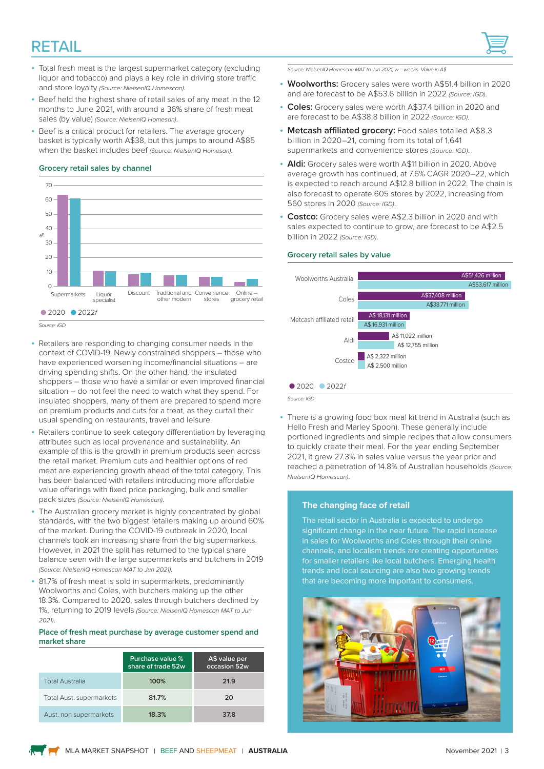# RETAIL

- Total fresh meat is the largest supermarket category (excluding liquor and tobacco) and plays a key role in driving store traffic and store loyalty *(Source: NielsenIQ Homescan)*.
- Beef held the highest share of retail sales of any meat in the 12 months to June 2021, with around a 36% share of fresh meat sales (by value) *(Source: NielsenIQ Homescan)*.
- Beef is a critical product for retailers. The average grocery basket is typically worth A$38, but this jumps to around A$85 when the basket includes beef *(Source: NielsenIQ Homesan)*.

### Grocery retail sales by channel

| Channel | 2020 (%) | 2022f (%) |
|---|---|---|
| Supermarkets | ~64 | ~62 |
| Liquor specialist | ~11 | ~11 |
| Discount | ~9 | ~10 |
| Traditional and other modern | ~8 | ~8 |
| Convenience stores | ~7 | ~7 |
| Online – grocery retail | ~3 | ~5 |

*Source: IGD*

- Retailers are responding to changing consumer needs in the context of COVID-19. Newly constrained shoppers – those who have experienced worsening income/financial situations – are driving spending shifts. On the other hand, the insulated shoppers – those who have a similar or even improved financial situation – do not feel the need to watch what they spend. For insulated shoppers, many of them are prepared to spend more on premium products and cuts for a treat, as they curtail their usual spending on restaurants, travel and leisure.
- Retailers continue to seek category differentiation by leveraging attributes such as local provenance and sustainability. An example of this is the growth in premium products seen across the retail market. Premium cuts and healthier options of red meat are experiencing growth ahead of the total category. This has been balanced with retailers introducing more affordable value offerings with fixed price packaging, bulk and smaller pack sizes *(Source: NielsenIQ Homescan)*.
- The Australian grocery market is highly concentrated by global standards, with the two biggest retailers making up around 60% of the market. During the COVID-19 outbreak in 2020, local channels took an increasing share from the big supermarkets. However, in 2021 the split has returned to the typical share balance seen with the large supermarkets and butchers in 2019 *(Source: NielsenIQ Homescan MAT to Jun 2021)*.
- 81.7% of fresh meat is sold in supermarkets, predominantly Woolworths and Coles, with butchers making up the other 18.3%. Compared to 2020, sales through butchers declined by 1%, returning to 2019 levels *(Source: NielsenIQ Homescan MAT to Jun 2021)*.

### Place of fresh meat purchase by average customer spend and market share

| | Purchase value % share of trade 52w | A$ value per occasion 52w |
|---|---|---|
| Total Australia | 100% | 21.9 |
| Total Aust. supermarkets | 81.7% | 20 |
| Aust. non supermarkets | 18.3% | 37.8 |

*Source: NielsenIQ Homescan MAT to Jun 2021, w = weeks. Value in A$.*

- **Woolworths:** Grocery sales were worth A$51.4 billion in 2020 and are forecast to be A$53.6 billion in 2022 *(Source: IGD)*.
- **Coles:** Grocery sales were worth A$37.4 billion in 2020 and are forecast to be A$38.8 billion in 2022 *(Source: IGD)*.
- **Metcash affiliated grocery:** Food sales totalled A$8.3 billlion in 2020–21, coming from its total of 1,641 supermarkets and convenience stores *(Source: IGD)*.
- **Aldi:** Grocery sales were worth A$11 billion in 2020. Above average growth has continued, at 7.6% CAGR 2020–22, which is expected to reach around A$12.8 billion in 2022. The chain is also forecast to operate 605 stores by 2022, increasing from 560 stores in 2020 *(Source: IGD)*.
- **Costco:** Grocery sales were A$2.3 billion in 2020 and with sales expected to continue to grow, are forecast to be A$2.5 billion in 2022 *(Source: IGD)*.

### Grocery retail sales by value

| Retailer | 2020 | 2022f |
|---|---|---|
| Woolworths Australia | A$51,426 million | A$53,617 million |
| Coles | A$37,408 million | A$38,771 million |
| Metcash affiliated retail | A$ 18,131 million | A$ 16,931 million |
| Aldi | A$ 11,022 million | A$ 12,755 million |
| Costco | A$ 2,322 million | A$ 2,500 million |

*Source: IGD*

- There is a growing food box meal kit trend in Australia (such as Hello Fresh and Marley Spoon). These generally include portioned ingredients and simple recipes that allow consumers to quickly create their meal. For the year ending September 2021, it grew 27.3% in sales value versus the year prior and reached a penetration of 14.8% of Australian households *(Source: NielsenIQ Homescan)*.

### The changing face of retail

The retail sector in Australia is expected to undergo significant change in the near future. The rapid increase in sales for Woolworths and Coles through their online channels, and localism trends are creating opportunities for smaller retailers like local butchers. Emerging health trends and local sourcing are also two growing trends that are becoming more important to consumers.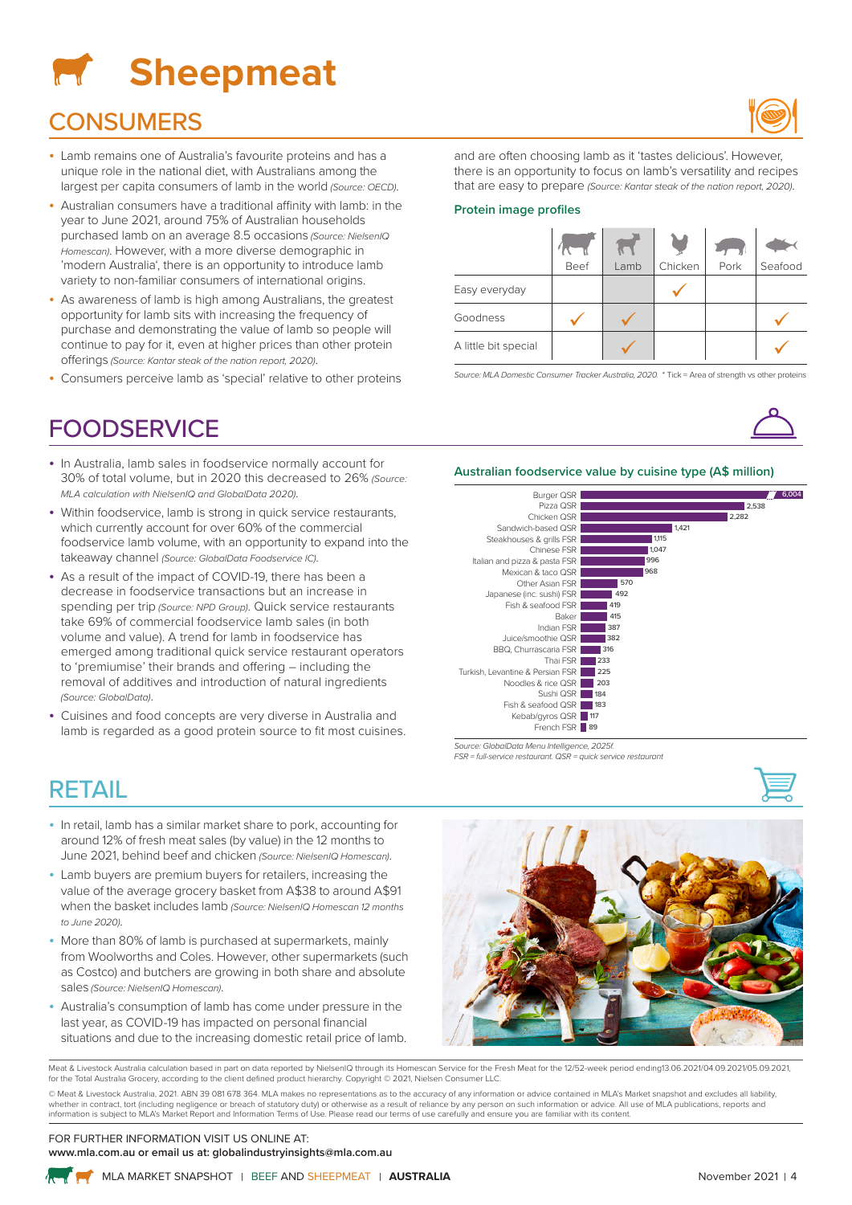# Sheepmeat

## CONSUMERS

- Lamb remains one of Australia's favourite proteins and has a unique role in the national diet, with Australians among the largest per capita consumers of lamb in the world *(Source: OECD)*.
- Australian consumers have a traditional affinity with lamb: in the year to June 2021, around 75% of Australian households purchased lamb on an average 8.5 occasions *(Source: NielsenIQ Homescan)*. However, with a more diverse demographic in 'modern Australia', there is an opportunity to introduce lamb variety to non-familiar consumers of international origins.
- As awareness of lamb is high among Australians, the greatest opportunity for lamb sits with increasing the frequency of purchase and demonstrating the value of lamb so people will continue to pay for it, even at higher prices than other protein offerings *(Source: Kantar steak of the nation report, 2020)*.
- Consumers perceive lamb as 'special' relative to other proteins and are often choosing lamb as it 'tastes delicious'. However, there is an opportunity to focus on lamb's versatility and recipes that are easy to prepare *(Source: Kantar steak of the nation report, 2020)*.

**Protein image profiles**

| | Beef | Lamb | Chicken | Pork | Seafood |
|---|---|---|---|---|---|
| Easy everyday | | | ✓ | | |
| Goodness | ✓ | ✓ | | | ✓ |
| A little bit special | | ✓ | | | ✓ |

*Source: MLA Domestic Consumer Tracker Australia, 2020. * Tick = Area of strength vs other proteins*

## FOODSERVICE

- In Australia, lamb sales in foodservice normally account for 30% of total volume, but in 2020 this decreased to 26% *(Source: MLA calculation with NielsenIQ and GlobalData 2020)*.
- Within foodservice, lamb is strong in quick service restaurants, which currently account for over 60% of the commercial foodservice lamb volume, with an opportunity to expand into the takeaway channel *(Source: GlobalData Foodservice IC)*.
- As a result of the impact of COVID-19, there has been a decrease in foodservice transactions but an increase in spending per trip *(Source: NPD Group)*. Quick service restaurants take 69% of commercial foodservice lamb sales (in both volume and value). A trend for lamb in foodservice has emerged among traditional quick service restaurant operators to 'premiumise' their brands and offering – including the removal of additives and introduction of natural ingredients *(Source: GlobalData)*.
- Cuisines and food concepts are very diverse in Australia and lamb is regarded as a good protein source to fit most cuisines.

**Australian foodservice value by cuisine type (A$ million)**

Burger QSR 6,004
Pizza QSR 2,538
Chicken QSR 2,282
Sandwich-based QSR 1,421
Steakhouses & grills FSR 1,115
Chinese FSR 1,047
Italian and pizza & pasta FSR 996
Mexican & taco QSR 968
Other Asian FSR 570
Japanese (inc. sushi) FSR 492
Fish & seafood FSR 419
Baker 415
Indian FSR 387
Juice/smoothie QSR 382
BBQ, Churrascaria FSR 316
Thai FSR 233
Turkish, Levantine & Persian FSR 225
Noodles & rice QSR 203
Sushi QSR 184
Fish & seafood QSR 183
Kebab/gyros QSR 117
French FSR 89

*Source: GlobalData Menu Intelligence, 2025f.*
*FSR = full-service restaurant. QSR = quick service restaurant*

## RETAIL

- In retail, lamb has a similar market share to pork, accounting for around 12% of fresh meat sales (by value) in the 12 months to June 2021, behind beef and chicken *(Source: NielsenIQ Homescan)*.
- Lamb buyers are premium buyers for retailers, increasing the value of the average grocery basket from A$38 to around A$91 when the basket includes lamb *(Source: NielsenIQ Homescan 12 months to June 2020)*.
- More than 80% of lamb is purchased at supermarkets, mainly from Woolworths and Coles. However, other supermarkets (such as Costco) and butchers are growing in both share and absolute sales *(Source: NielsenIQ Homescan)*.
- Australia's consumption of lamb has come under pressure in the last year, as COVID-19 has impacted on personal financial situations and due to the increasing domestic retail price of lamb.

Meat & Livestock Australia calculation based in part on data reported by NielsenIQ through its Homescan Service for the Fresh Meat for the 12/52-week period ending13.06.2021/04.09.2021/05.09.2021, for the Total Australia Grocery, according to the client defined product hierarchy. Copyright © 2021, Nielsen Consumer LLC.

© Meat & Livestock Australia, 2021. ABN 39 081 678 364. MLA makes no representations as to the accuracy of any information or advice contained in MLA's Market snapshot and excludes all liability, whether in contract, tort (including negligence or breach of statutory duty) or otherwise as a result of reliance by any person on such information or advice. All use of MLA publications, reports and information is subject to MLA's Market Report and Information Terms of Use. Please read our terms of use carefully and ensure you are familiar with its content.

FOR FURTHER INFORMATION VISIT US ONLINE AT:
**www.mla.com.au or email us at: globalindustryinsights@mla.com.au**